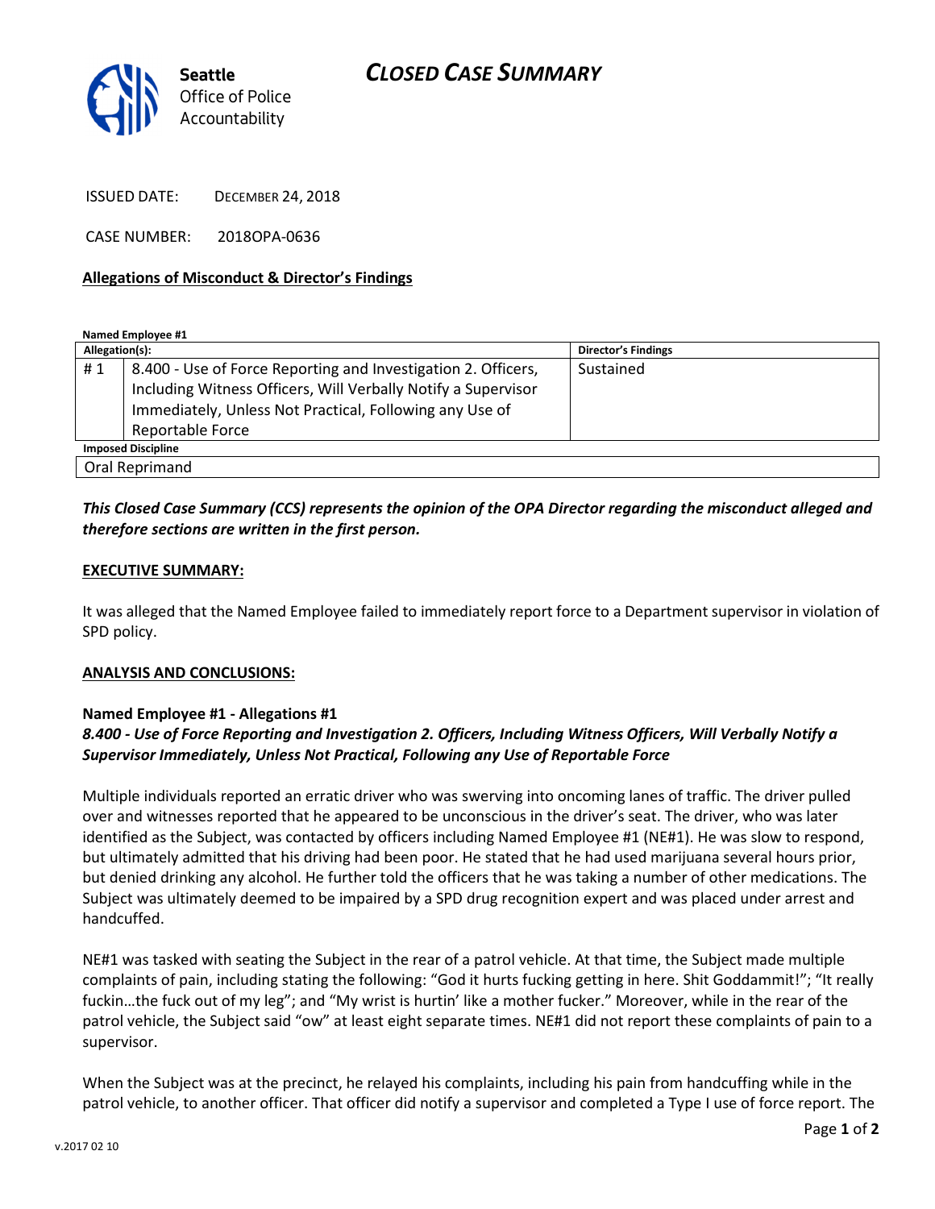# CLOSED CASE SUMMARY

Seattle Office of Police Accountability

ISSUED DATE: DECEMBER 24, 2018

CASE NUMBER: 2018OPA-0636

**Allegations of Misconduct & Director's Findings**

**Named Employee #1**

| Allegation(s): | | Director's Findings |
|---|---|---|
| # 1 | 8.400 - Use of Force Reporting and Investigation 2. Officers, Including Witness Officers, Will Verbally Notify a Supervisor Immediately, Unless Not Practical, Following any Use of Reportable Force | Sustained |
| **Imposed Discipline** | | |
| Oral Reprimand | | |

***This Closed Case Summary (CCS) represents the opinion of the OPA Director regarding the misconduct alleged and therefore sections are written in the first person.***

**EXECUTIVE SUMMARY:**

It was alleged that the Named Employee failed to immediately report force to a Department supervisor in violation of SPD policy.

**ANALYSIS AND CONCLUSIONS:**

**Named Employee #1 - Allegations #1**
***8.400 - Use of Force Reporting and Investigation 2. Officers, Including Witness Officers, Will Verbally Notify a Supervisor Immediately, Unless Not Practical, Following any Use of Reportable Force***

Multiple individuals reported an erratic driver who was swerving into oncoming lanes of traffic. The driver pulled over and witnesses reported that he appeared to be unconscious in the driver's seat. The driver, who was later identified as the Subject, was contacted by officers including Named Employee #1 (NE#1). He was slow to respond, but ultimately admitted that his driving had been poor. He stated that he had used marijuana several hours prior, but denied drinking any alcohol. He further told the officers that he was taking a number of other medications. The Subject was ultimately deemed to be impaired by a SPD drug recognition expert and was placed under arrest and handcuffed.

NE#1 was tasked with seating the Subject in the rear of a patrol vehicle. At that time, the Subject made multiple complaints of pain, including stating the following: "God it hurts fucking getting in here. Shit Goddammit!"; "It really fuckin…the fuck out of my leg"; and "My wrist is hurtin' like a mother fucker." Moreover, while in the rear of the patrol vehicle, the Subject said "ow" at least eight separate times. NE#1 did not report these complaints of pain to a supervisor.

When the Subject was at the precinct, he relayed his complaints, including his pain from handcuffing while in the patrol vehicle, to another officer. That officer did notify a supervisor and completed a Type I use of force report. The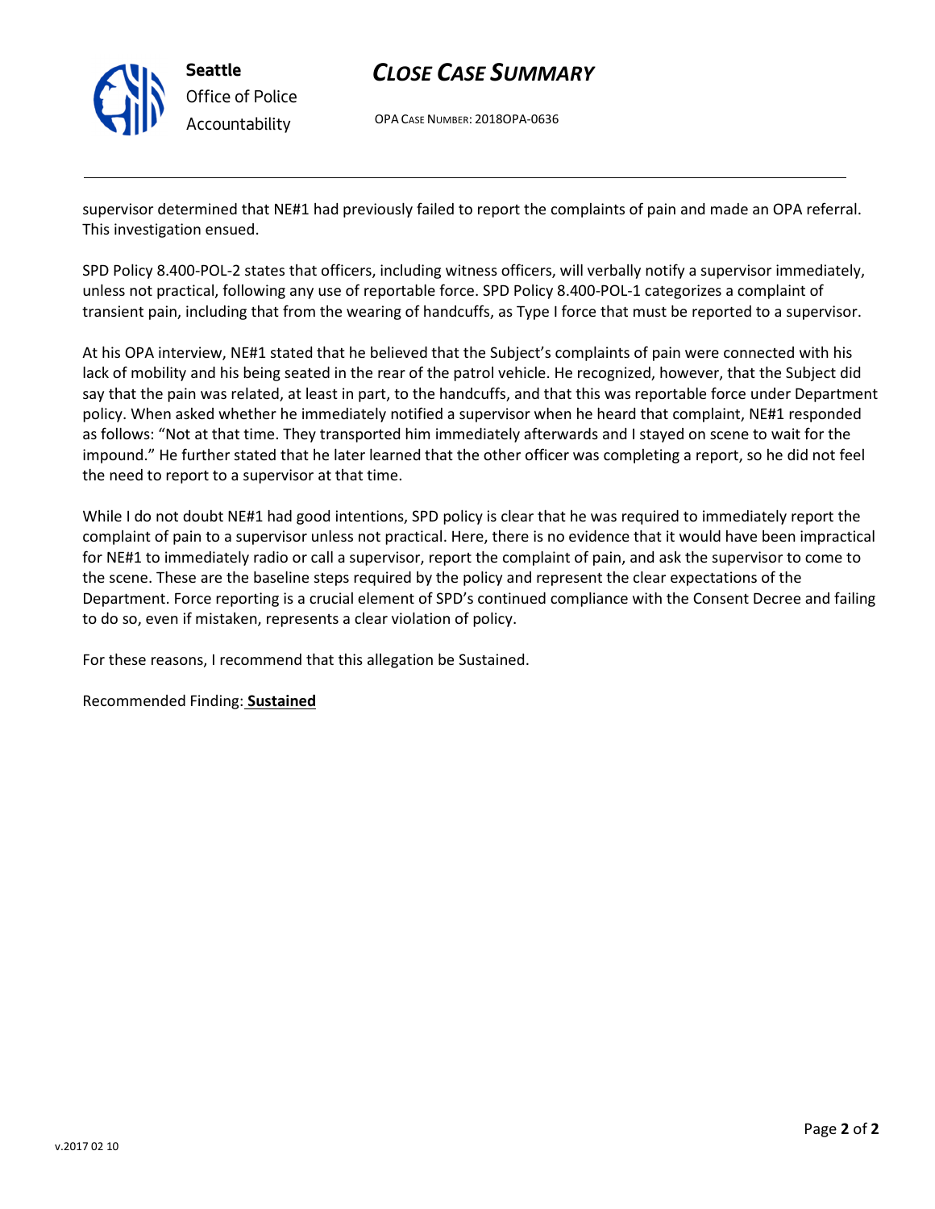supervisor determined that NE#1 had previously failed to report the complaints of pain and made an OPA referral. This investigation ensued.

SPD Policy 8.400-POL-2 states that officers, including witness officers, will verbally notify a supervisor immediately, unless not practical, following any use of reportable force. SPD Policy 8.400-POL-1 categorizes a complaint of transient pain, including that from the wearing of handcuffs, as Type I force that must be reported to a supervisor.

At his OPA interview, NE#1 stated that he believed that the Subject's complaints of pain were connected with his lack of mobility and his being seated in the rear of the patrol vehicle. He recognized, however, that the Subject did say that the pain was related, at least in part, to the handcuffs, and that this was reportable force under Department policy. When asked whether he immediately notified a supervisor when he heard that complaint, NE#1 responded as follows: "Not at that time. They transported him immediately afterwards and I stayed on scene to wait for the impound." He further stated that he later learned that the other officer was completing a report, so he did not feel the need to report to a supervisor at that time.

While I do not doubt NE#1 had good intentions, SPD policy is clear that he was required to immediately report the complaint of pain to a supervisor unless not practical. Here, there is no evidence that it would have been impractical for NE#1 to immediately radio or call a supervisor, report the complaint of pain, and ask the supervisor to come to the scene. These are the baseline steps required by the policy and represent the clear expectations of the Department. Force reporting is a crucial element of SPD's continued compliance with the Consent Decree and failing to do so, even if mistaken, represents a clear violation of policy.

For these reasons, I recommend that this allegation be Sustained.

Recommended Finding: **Sustained**